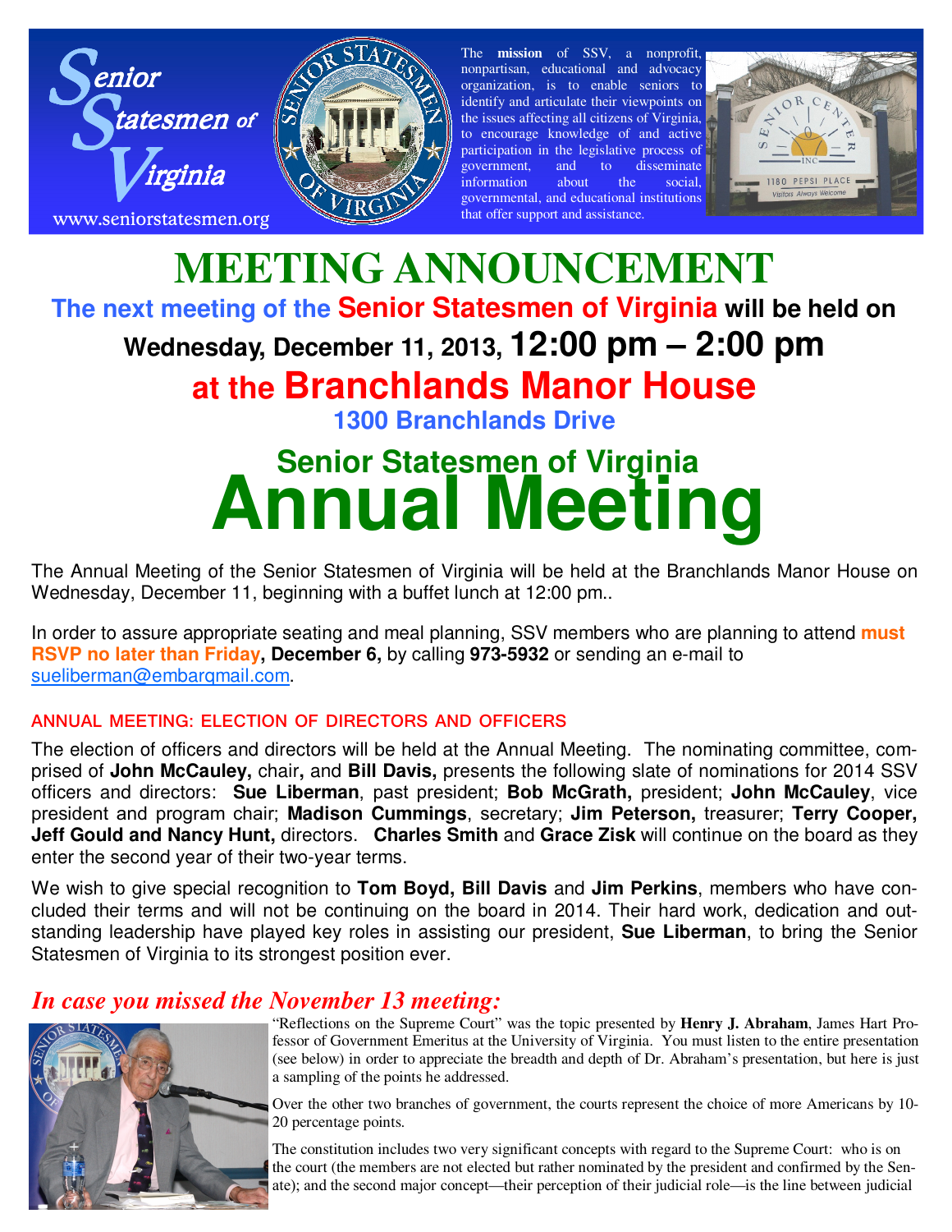Senior Statesmen of Virginia

www.seniorstatesmen.org

The **mission** of SSV, a nonprofit, nonpartisan, educational and advocacy organization, is to enable seniors to identify and articulate their viewpoints on the issues affecting all citizens of Virginia, to encourage knowledge of and active participation in the legislative process of government, and to disseminate information about the social, governmental, and educational institutions that offer support and assistance.

# MEETING ANNOUNCEMENT

## The next meeting of the Senior Statesmen of Virginia will be held on Wednesday, December 11, 2013, 12:00 pm – 2:00 pm

## at the Branchlands Manor House

### 1300 Branchlands Drive

## Senior Statesmen of Virginia

# Annual Meeting

The Annual Meeting of the Senior Statesmen of Virginia will be held at the Branchlands Manor House on Wednesday, December 11, beginning with a buffet lunch at 12:00 pm..

In order to assure appropriate seating and meal planning, SSV members who are planning to attend **must RSVP no later than Friday, December 6,** by calling **973-5932** or sending an e-mail to sueliberman@embarqmail.com.

### ANNUAL MEETING: ELECTION OF DIRECTORS AND OFFICERS

The election of officers and directors will be held at the Annual Meeting. The nominating committee, comprised of **John McCauley,** chair**,** and **Bill Davis,** presents the following slate of nominations for 2014 SSV officers and directors: **Sue Liberman**, past president; **Bob McGrath,** president; **John McCauley**, vice president and program chair; **Madison Cummings**, secretary; **Jim Peterson,** treasurer; **Terry Cooper, Jeff Gould and Nancy Hunt,** directors. **Charles Smith** and **Grace Zisk** will continue on the board as they enter the second year of their two-year terms.

We wish to give special recognition to **Tom Boyd, Bill Davis** and **Jim Perkins**, members who have concluded their terms and will not be continuing on the board in 2014. Their hard work, dedication and outstanding leadership have played key roles in assisting our president, **Sue Liberman**, to bring the Senior Statesmen of Virginia to its strongest position ever.

## *In case you missed the November 13 meeting:*

"Reflections on the Supreme Court" was the topic presented by **Henry J. Abraham**, James Hart Professor of Government Emeritus at the University of Virginia. You must listen to the entire presentation (see below) in order to appreciate the breadth and depth of Dr. Abraham's presentation, but here is just a sampling of the points he addressed.

Over the other two branches of government, the courts represent the choice of more Americans by 10-20 percentage points.

The constitution includes two very significant concepts with regard to the Supreme Court: who is on the court (the members are not elected but rather nominated by the president and confirmed by the Senate); and the second major concept—their perception of their judicial role—is the line between judicial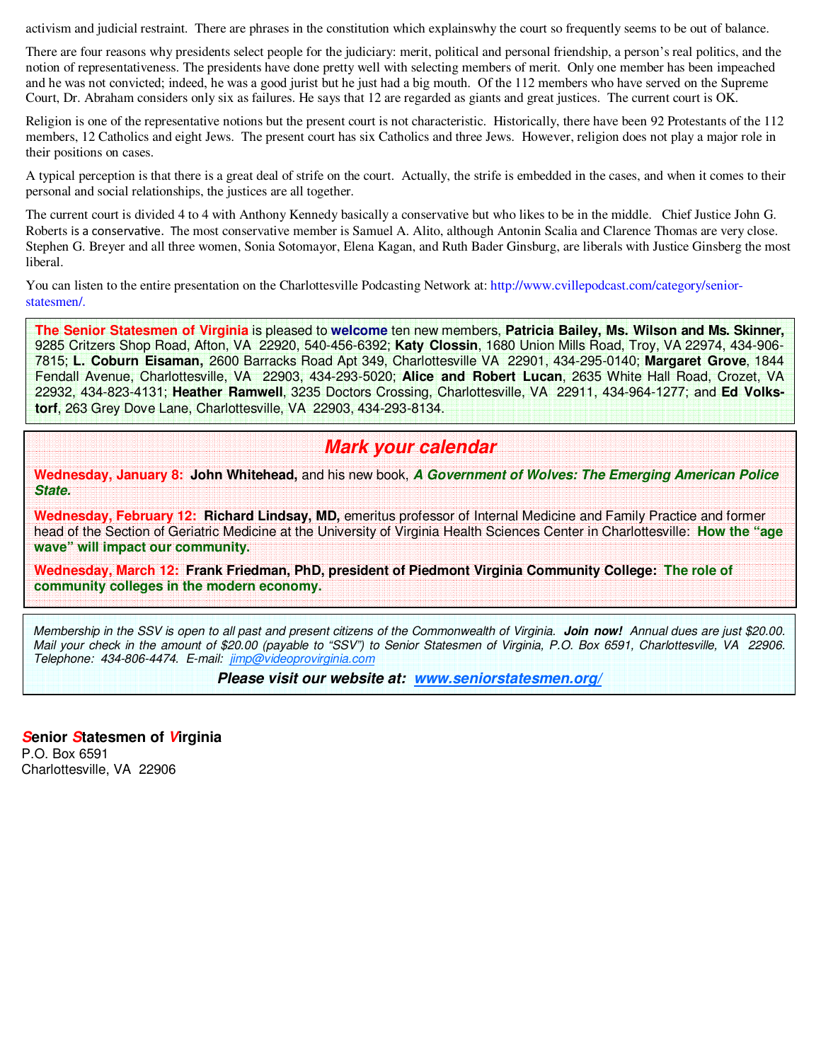activism and judicial restraint. There are phrases in the constitution which explainswhy the court so frequently seems to be out of balance.

There are four reasons why presidents select people for the judiciary: merit, political and personal friendship, a person's real politics, and the notion of representativeness. The presidents have done pretty well with selecting members of merit. Only one member has been impeached and he was not convicted; indeed, he was a good jurist but he just had a big mouth. Of the 112 members who have served on the Supreme Court, Dr. Abraham considers only six as failures. He says that 12 are regarded as giants and great justices. The current court is OK.

Religion is one of the representative notions but the present court is not characteristic. Historically, there have been 92 Protestants of the 112 members, 12 Catholics and eight Jews. The present court has six Catholics and three Jews. However, religion does not play a major role in their positions on cases.

A typical perception is that there is a great deal of strife on the court. Actually, the strife is embedded in the cases, and when it comes to their personal and social relationships, the justices are all together.

The current court is divided 4 to 4 with Anthony Kennedy basically a conservative but who likes to be in the middle. Chief Justice John G. Roberts is a conservative. The most conservative member is Samuel A. Alito, although Antonin Scalia and Clarence Thomas are very close. Stephen G. Breyer and all three women, Sonia Sotomayor, Elena Kagan, and Ruth Bader Ginsburg, are liberals with Justice Ginsberg the most liberal.

You can listen to the entire presentation on the Charlottesville Podcasting Network at: http://www.cvillepodcast.com/category/senior-statesmen/.

**The Senior Statesmen of Virginia** is pleased to **welcome** ten new members, **Patricia Bailey, Ms. Wilson and Ms. Skinner,** 9285 Critzers Shop Road, Afton, VA 22920, 540-456-6392; **Katy Clossin**, 1680 Union Mills Road, Troy, VA 22974, 434-906-7815; **L. Coburn Eisaman,** 2600 Barracks Road Apt 349, Charlottesville VA 22901, 434-295-0140; **Margaret Grove**, 1844 Fendall Avenue, Charlottesville, VA 22903, 434-293-5020; **Alice and Robert Lucan**, 2635 White Hall Road, Crozet, VA 22932, 434-823-4131; **Heather Ramwell**, 3235 Doctors Crossing, Charlottesville, VA 22911, 434-964-1277; and **Ed Volkstorf**, 263 Grey Dove Lane, Charlottesville, VA 22903, 434-293-8134.

## *Mark your calendar*

**Wednesday, January 8: John Whitehead,** and his new book, ***A Government of Wolves: The Emerging American Police State.***

**Wednesday, February 12: Richard Lindsay, MD,** emeritus professor of Internal Medicine and Family Practice and former head of the Section of Geriatric Medicine at the University of Virginia Health Sciences Center in Charlottesville: **How the "age wave" will impact our community.**

**Wednesday, March 12: Frank Friedman, PhD, president of Piedmont Virginia Community College: The role of community colleges in the modern economy.**

*Membership in the SSV is open to all past and present citizens of the Commonwealth of Virginia.* ***Join now!*** *Annual dues are just $20.00. Mail your check in the amount of $20.00 (payable to "SSV") to Senior Statesmen of Virginia, P.O. Box 6591, Charlottesville, VA 22906. Telephone: 434-806-4474. E-mail: jimp@videoprovirginia.com*

***Please visit our website at: www.seniorstatesmen.org/***

**Senior Statesmen of Virginia**
P.O. Box 6591
Charlottesville, VA 22906